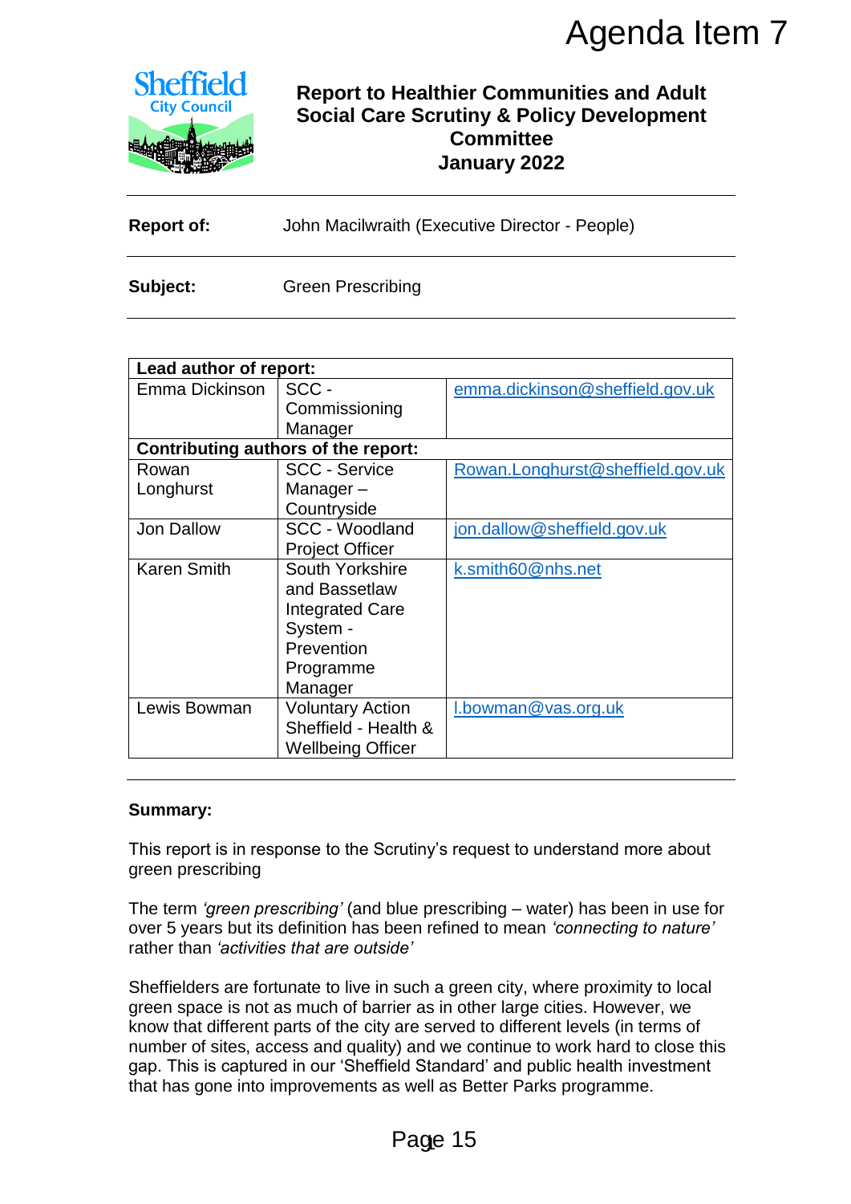Agenda Item 7

# Report to Healthier Communities and Adult Social Care Scrutiny & Policy Development Committee
## January 2022

**Report of:** John Macilwraith (Executive Director - People)

**Subject:** Green Prescribing

| **Lead author of report:** | | |
|---|---|---|
| Emma Dickinson | SCC - Commissioning Manager | emma.dickinson@sheffield.gov.uk |
| **Contributing authors of the report:** | | |
| Rowan Longhurst | SCC - Service Manager – Countryside | Rowan.Longhurst@sheffield.gov.uk |
| Jon Dallow | SCC - Woodland Project Officer | jon.dallow@sheffield.gov.uk |
| Karen Smith | South Yorkshire and Bassetlaw Integrated Care System - Prevention Programme Manager | k.smith60@nhs.net |
| Lewis Bowman | Voluntary Action Sheffield - Health & Wellbeing Officer | l.bowman@vas.org.uk |

**Summary:**

This report is in response to the Scrutiny's request to understand more about green prescribing

The term *'green prescribing'* (and blue prescribing – water) has been in use for over 5 years but its definition has been refined to mean *'connecting to nature'* rather than *'activities that are outside'*

Sheffielders are fortunate to live in such a green city, where proximity to local green space is not as much of barrier as in other large cities. However, we know that different parts of the city are served to different levels (in terms of number of sites, access and quality) and we continue to work hard to close this gap. This is captured in our 'Sheffield Standard' and public health investment that has gone into improvements as well as Better Parks programme.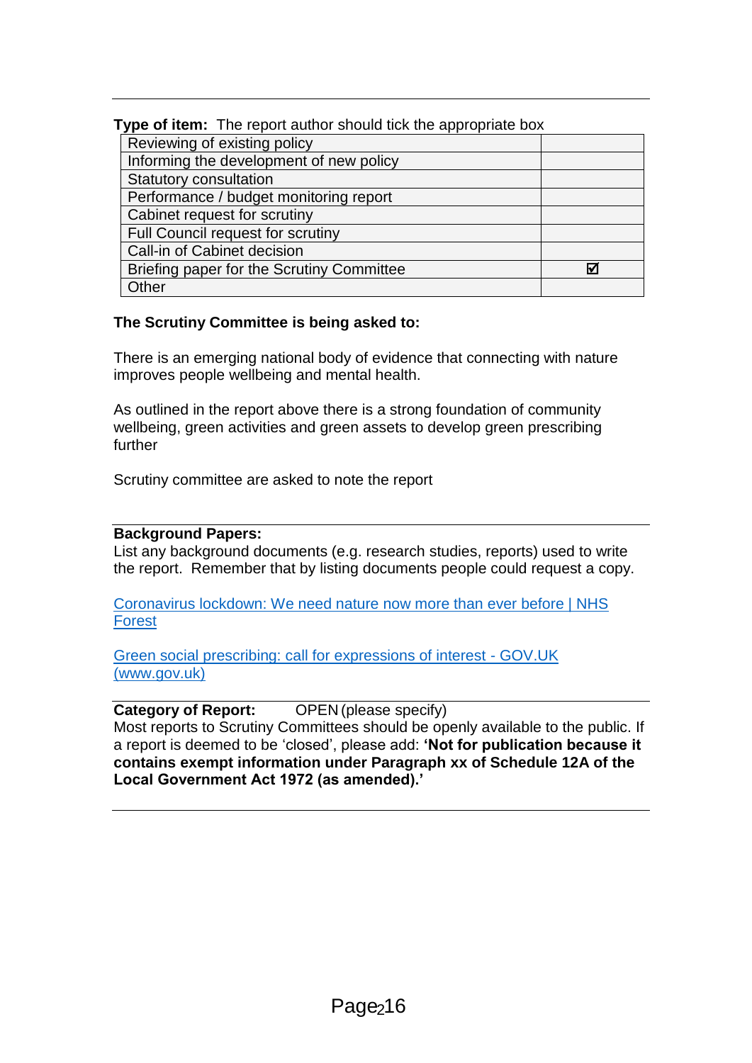**Type of item:** The report author should tick the appropriate box

| | |
|---|---|
| Reviewing of existing policy | |
| Informing the development of new policy | |
| Statutory consultation | |
| Performance / budget monitoring report | |
| Cabinet request for scrutiny | |
| Full Council request for scrutiny | |
| Call-in of Cabinet decision | |
| Briefing paper for the Scrutiny Committee | ☑ |
| Other | |

**The Scrutiny Committee is being asked to:**

There is an emerging national body of evidence that connecting with nature improves people wellbeing and mental health.

As outlined in the report above there is a strong foundation of community wellbeing, green activities and green assets to develop green prescribing further

Scrutiny committee are asked to note the report

**Background Papers:**
List any background documents (e.g. research studies, reports) used to write the report. Remember that by listing documents people could request a copy.

Coronavirus lockdown: We need nature now more than ever before | NHS Forest

Green social prescribing: call for expressions of interest - GOV.UK (www.gov.uk)

**Category of Report:** OPEN (please specify)
Most reports to Scrutiny Committees should be openly available to the public. If a report is deemed to be 'closed', please add: **'Not for publication because it contains exempt information under Paragraph xx of Schedule 12A of the Local Government Act 1972 (as amended).'**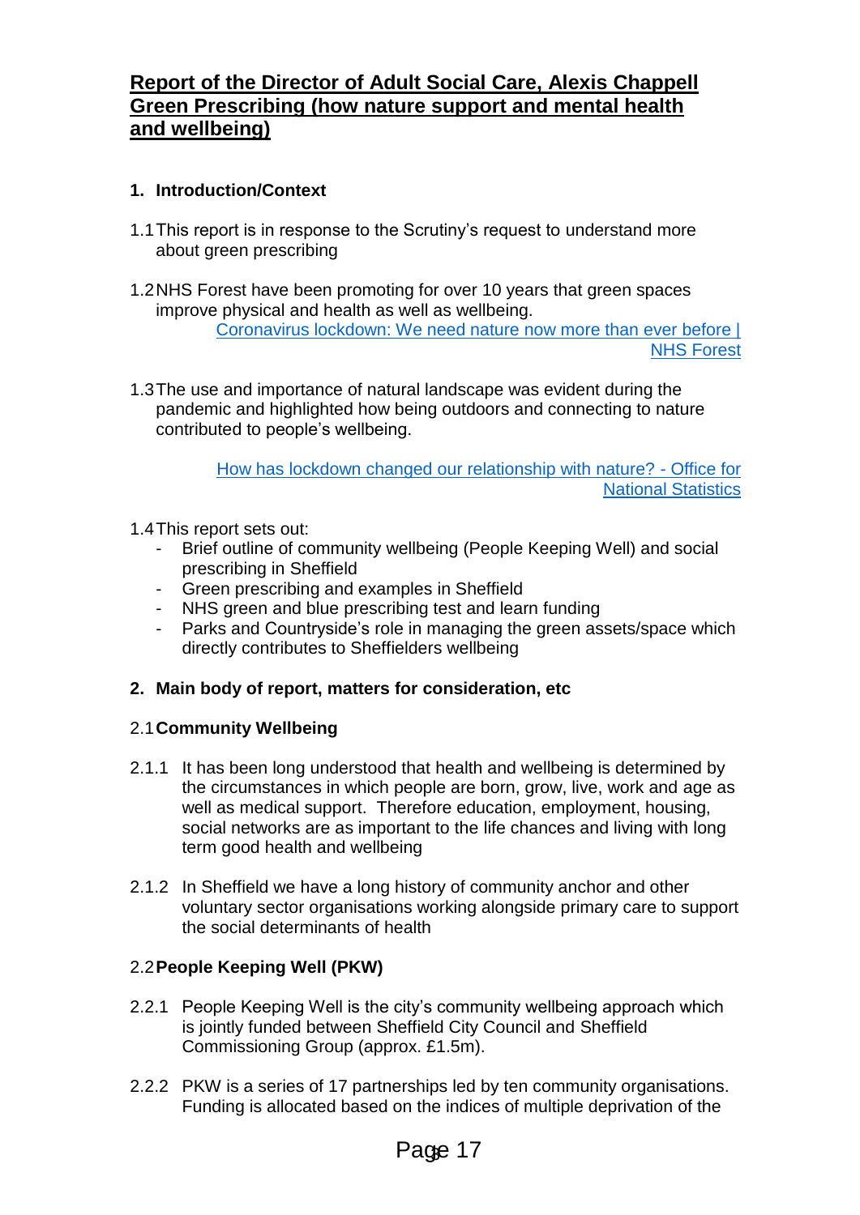# Report of the Director of Adult Social Care, Alexis Chappell Green Prescribing (how nature support and mental health and wellbeing)

## 1. Introduction/Context

1.1 This report is in response to the Scrutiny's request to understand more about green prescribing

1.2 NHS Forest have been promoting for over 10 years that green spaces improve physical and health as well as wellbeing.
[Coronavirus lockdown: We need nature now more than ever before | NHS Forest]

1.3 The use and importance of natural landscape was evident during the pandemic and highlighted how being outdoors and connecting to nature contributed to people's wellbeing.

[How has lockdown changed our relationship with nature? - Office for National Statistics]

1.4 This report sets out:

- Brief outline of community wellbeing (People Keeping Well) and social prescribing in Sheffield
- Green prescribing and examples in Sheffield
- NHS green and blue prescribing test and learn funding
- Parks and Countryside's role in managing the green assets/space which directly contributes to Sheffielders wellbeing

## 2. Main body of report, matters for consideration, etc

### 2.1 Community Wellbeing

2.1.1 It has been long understood that health and wellbeing is determined by the circumstances in which people are born, grow, live, work and age as well as medical support. Therefore education, employment, housing, social networks are as important to the life chances and living with long term good health and wellbeing

2.1.2 In Sheffield we have a long history of community anchor and other voluntary sector organisations working alongside primary care to support the social determinants of health

### 2.2 People Keeping Well (PKW)

2.2.1 People Keeping Well is the city's community wellbeing approach which is jointly funded between Sheffield City Council and Sheffield Commissioning Group (approx. £1.5m).

2.2.2 PKW is a series of 17 partnerships led by ten community organisations. Funding is allocated based on the indices of multiple deprivation of the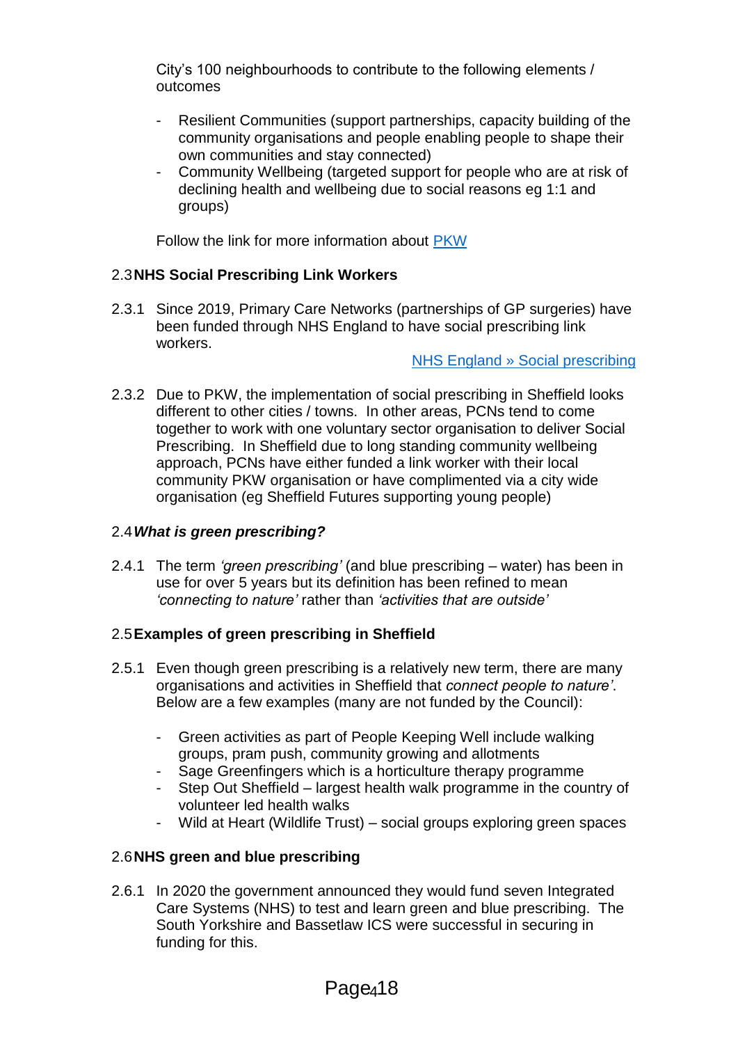City's 100 neighbourhoods to contribute to the following elements / outcomes

- Resilient Communities (support partnerships, capacity building of the community organisations and people enabling people to shape their own communities and stay connected)
- Community Wellbeing (targeted support for people who are at risk of declining health and wellbeing due to social reasons eg 1:1 and groups)

Follow the link for more information about [PKW]

## 2.3 NHS Social Prescribing Link Workers

2.3.1 Since 2019, Primary Care Networks (partnerships of GP surgeries) have been funded through NHS England to have social prescribing link workers.

[NHS England » Social prescribing]

2.3.2 Due to PKW, the implementation of social prescribing in Sheffield looks different to other cities / towns. In other areas, PCNs tend to come together to work with one voluntary sector organisation to deliver Social Prescribing. In Sheffield due to long standing community wellbeing approach, PCNs have either funded a link worker with their local community PKW organisation or have complimented via a city wide organisation (eg Sheffield Futures supporting young people)

## 2.4 *What is green prescribing?*

2.4.1 The term *'green prescribing'* (and blue prescribing – water) has been in use for over 5 years but its definition has been refined to mean *'connecting to nature'* rather than *'activities that are outside'*

## 2.5 Examples of green prescribing in Sheffield

2.5.1 Even though green prescribing is a relatively new term, there are many organisations and activities in Sheffield that *connect people to nature'*. Below are a few examples (many are not funded by the Council):

- Green activities as part of People Keeping Well include walking groups, pram push, community growing and allotments
- Sage Greenfingers which is a horticulture therapy programme
- Step Out Sheffield – largest health walk programme in the country of volunteer led health walks
- Wild at Heart (Wildlife Trust) – social groups exploring green spaces

## 2.6 NHS green and blue prescribing

2.6.1 In 2020 the government announced they would fund seven Integrated Care Systems (NHS) to test and learn green and blue prescribing. The South Yorkshire and Bassetlaw ICS were successful in securing in funding for this.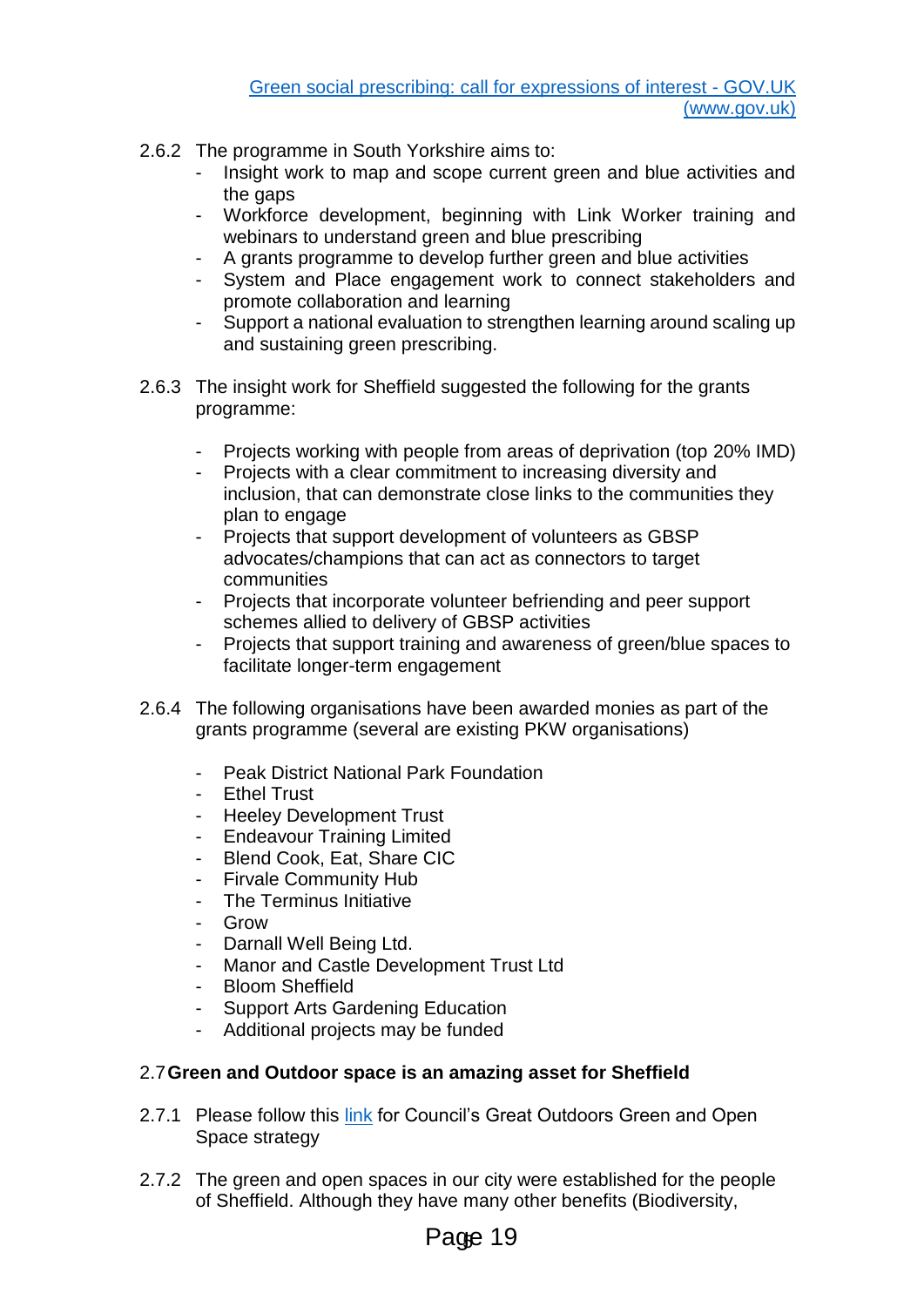[Green social prescribing: call for expressions of interest - GOV.UK (www.gov.uk)]

2.6.2 The programme in South Yorkshire aims to:

- Insight work to map and scope current green and blue activities and the gaps
- Workforce development, beginning with Link Worker training and webinars to understand green and blue prescribing
- A grants programme to develop further green and blue activities
- System and Place engagement work to connect stakeholders and promote collaboration and learning
- Support a national evaluation to strengthen learning around scaling up and sustaining green prescribing.

2.6.3 The insight work for Sheffield suggested the following for the grants programme:

- Projects working with people from areas of deprivation (top 20% IMD)
- Projects with a clear commitment to increasing diversity and inclusion, that can demonstrate close links to the communities they plan to engage
- Projects that support development of volunteers as GBSP advocates/champions that can act as connectors to target communities
- Projects that incorporate volunteer befriending and peer support schemes allied to delivery of GBSP activities
- Projects that support training and awareness of green/blue spaces to facilitate longer-term engagement

2.6.4 The following organisations have been awarded monies as part of the grants programme (several are existing PKW organisations)

- Peak District National Park Foundation
- Ethel Trust
- Heeley Development Trust
- Endeavour Training Limited
- Blend Cook, Eat, Share CIC
- Firvale Community Hub
- The Terminus Initiative
- Grow
- Darnall Well Being Ltd.
- Manor and Castle Development Trust Ltd
- Bloom Sheffield
- Support Arts Gardening Education
- Additional projects may be funded

## 2.7 Green and Outdoor space is an amazing asset for Sheffield

2.7.1 Please follow this [link] for Council's Great Outdoors Green and Open Space strategy

2.7.2 The green and open spaces in our city were established for the people of Sheffield. Although they have many other benefits (Biodiversity,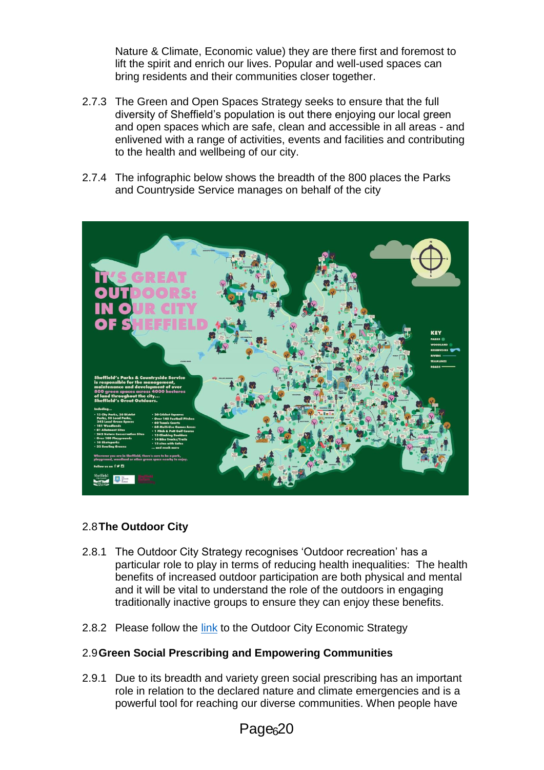Nature & Climate, Economic value) they are there first and foremost to lift the spirit and enrich our lives. Popular and well-used spaces can bring residents and their communities closer together.

2.7.3 The Green and Open Spaces Strategy seeks to ensure that the full diversity of Sheffield's population is out there enjoying our local green and open spaces which are safe, clean and accessible in all areas - and enlivened with a range of activities, events and facilities and contributing to the health and wellbeing of our city.

2.7.4 The infographic below shows the breadth of the 800 places the Parks and Countryside Service manages on behalf of the city

## 2.8 The Outdoor City

2.8.1 The Outdoor City Strategy recognises 'Outdoor recreation' has a particular role to play in terms of reducing health inequalities: The health benefits of increased outdoor participation are both physical and mental and it will be vital to understand the role of the outdoors in engaging traditionally inactive groups to ensure they can enjoy these benefits.

2.8.2 Please follow the [link](link) to the Outdoor City Economic Strategy

## 2.9 Green Social Prescribing and Empowering Communities

2.9.1 Due to its breadth and variety green social prescribing has an important role in relation to the declared nature and climate emergencies and is a powerful tool for reaching our diverse communities. When people have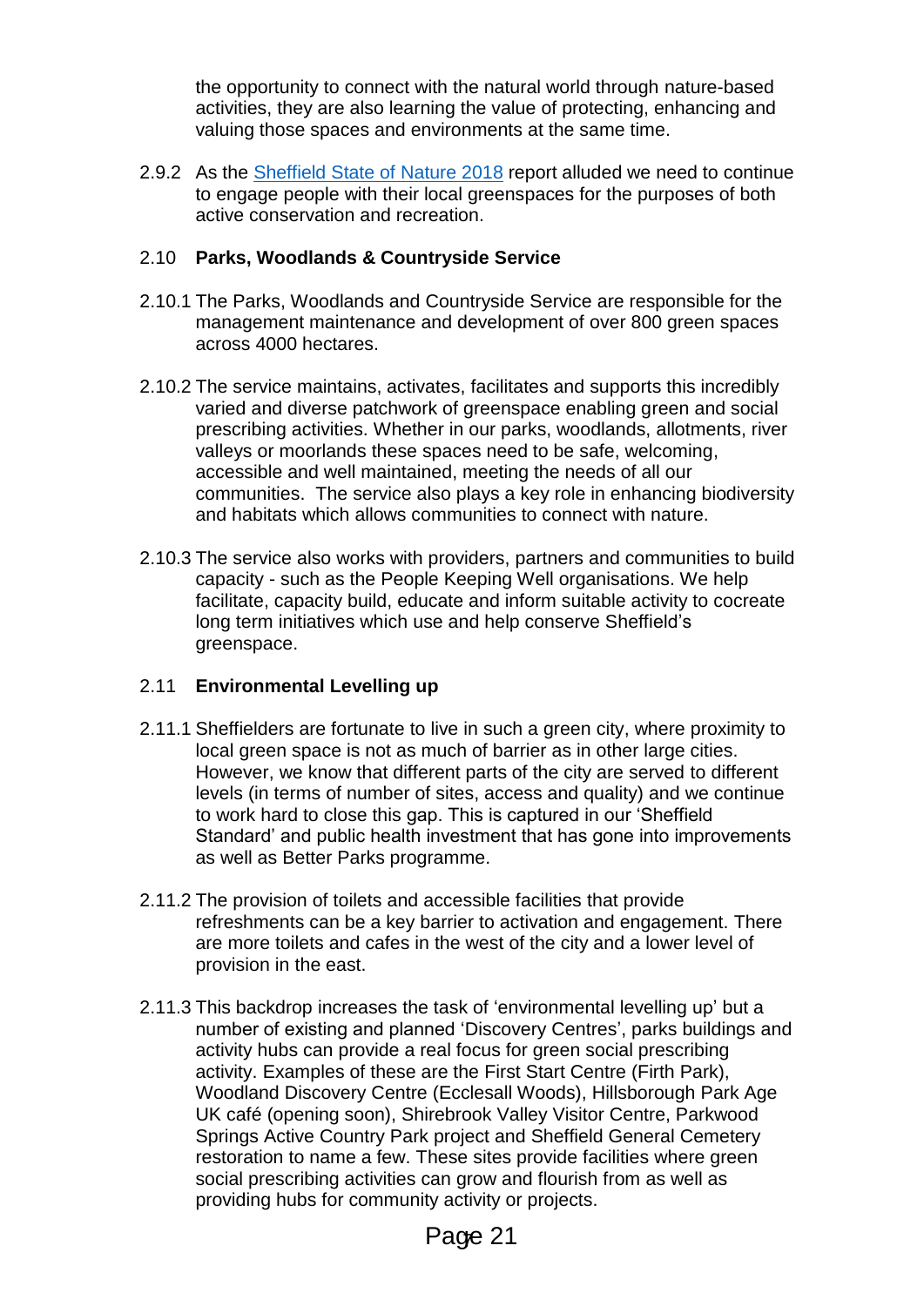the opportunity to connect with the natural world through nature-based activities, they are also learning the value of protecting, enhancing and valuing those spaces and environments at the same time.

2.9.2 As the [Sheffield State of Nature 2018](#) report alluded we need to continue to engage people with their local greenspaces for the purposes of both active conservation and recreation.

## 2.10 Parks, Woodlands & Countryside Service

2.10.1 The Parks, Woodlands and Countryside Service are responsible for the management maintenance and development of over 800 green spaces across 4000 hectares.

2.10.2 The service maintains, activates, facilitates and supports this incredibly varied and diverse patchwork of greenspace enabling green and social prescribing activities. Whether in our parks, woodlands, allotments, river valleys or moorlands these spaces need to be safe, welcoming, accessible and well maintained, meeting the needs of all our communities. The service also plays a key role in enhancing biodiversity and habitats which allows communities to connect with nature.

2.10.3 The service also works with providers, partners and communities to build capacity - such as the People Keeping Well organisations. We help facilitate, capacity build, educate and inform suitable activity to cocreate long term initiatives which use and help conserve Sheffield's greenspace.

## 2.11 Environmental Levelling up

2.11.1 Sheffielders are fortunate to live in such a green city, where proximity to local green space is not as much of barrier as in other large cities. However, we know that different parts of the city are served to different levels (in terms of number of sites, access and quality) and we continue to work hard to close this gap. This is captured in our 'Sheffield Standard' and public health investment that has gone into improvements as well as Better Parks programme.

2.11.2 The provision of toilets and accessible facilities that provide refreshments can be a key barrier to activation and engagement. There are more toilets and cafes in the west of the city and a lower level of provision in the east.

2.11.3 This backdrop increases the task of 'environmental levelling up' but a number of existing and planned 'Discovery Centres', parks buildings and activity hubs can provide a real focus for green social prescribing activity. Examples of these are the First Start Centre (Firth Park), Woodland Discovery Centre (Ecclesall Woods), Hillsborough Park Age UK café (opening soon), Shirebrook Valley Visitor Centre, Parkwood Springs Active Country Park project and Sheffield General Cemetery restoration to name a few. These sites provide facilities where green social prescribing activities can grow and flourish from as well as providing hubs for community activity or projects.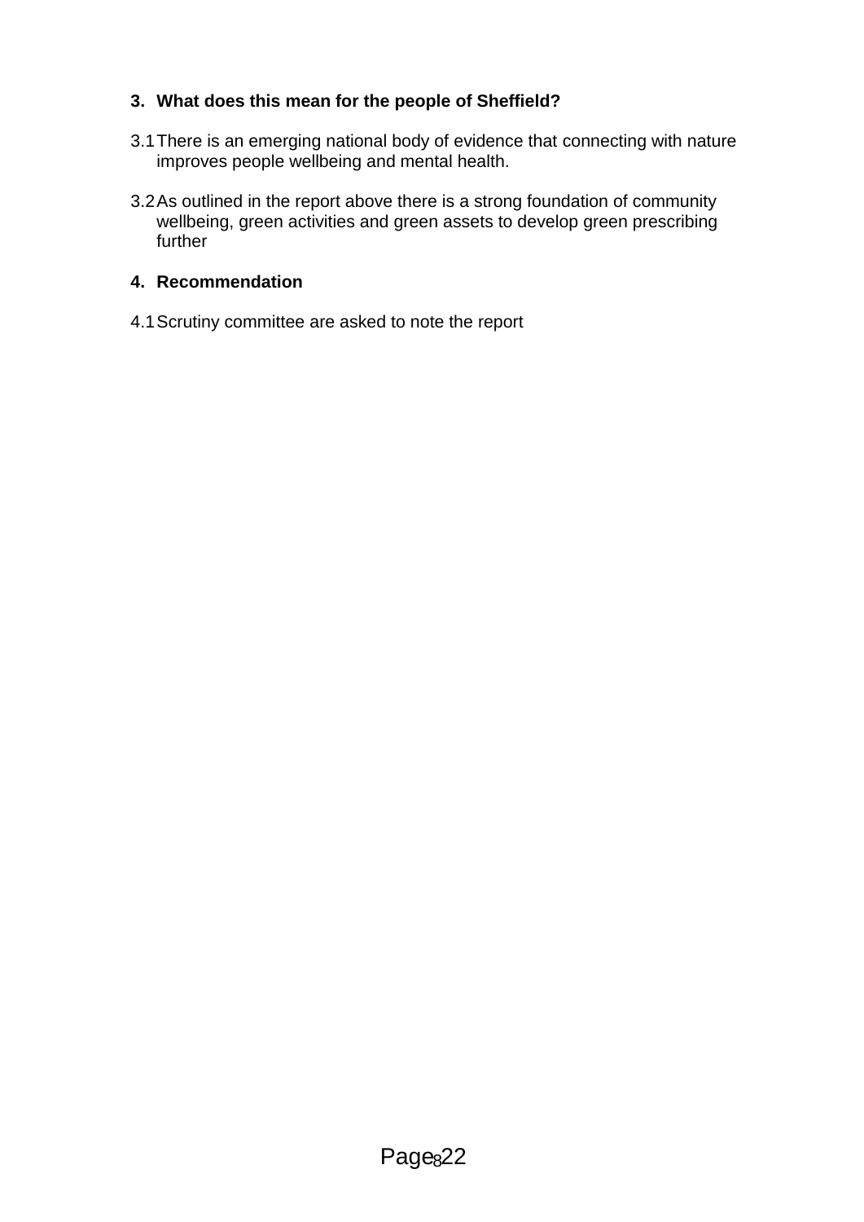## 3. What does this mean for the people of Sheffield?

3.1 There is an emerging national body of evidence that connecting with nature improves people wellbeing and mental health.

3.2 As outlined in the report above there is a strong foundation of community wellbeing, green activities and green assets to develop green prescribing further

## 4. Recommendation

4.1 Scrutiny committee are asked to note the report